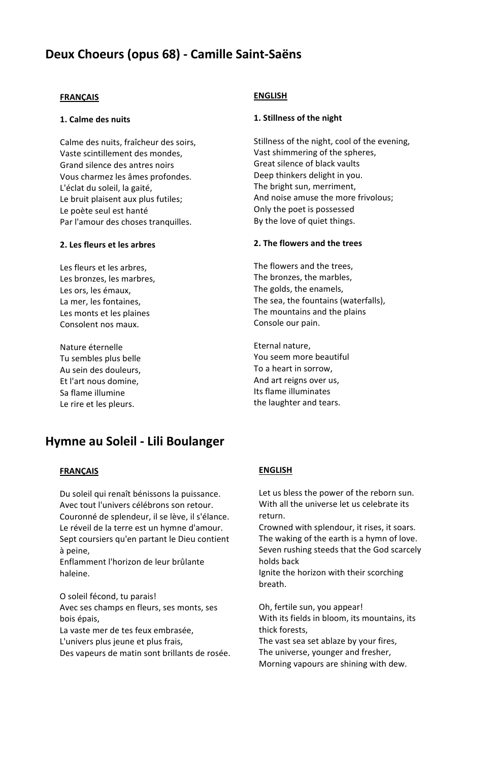# Deux Choeurs (opus 68) - Camille Saint-Saëns

**FRANÇAIS**

**1. Calme des nuits**

Calme des nuits, fraîcheur des soirs,
Vaste scintillement des mondes,
Grand silence des antres noirs
Vous charmez les âmes profondes.
L'éclat du soleil, la gaité,
Le bruit plaisent aux plus futiles;
Le poète seul est hanté
Par l'amour des choses tranquilles.

**2. Les fleurs et les arbres**

Les fleurs et les arbres,
Les bronzes, les marbres,
Les ors, les émaux,
La mer, les fontaines,
Les monts et les plaines
Consolent nos maux.

Nature éternelle
Tu sembles plus belle
Au sein des douleurs,
Et l'art nous domine,
Sa flame illumine
Le rire et les pleurs.

**ENGLISH**

**1. Stillness of the night**

Stillness of the night, cool of the evening,
Vast shimmering of the spheres,
Great silence of black vaults
Deep thinkers delight in you.
The bright sun, merriment,
And noise amuse the more frivolous;
Only the poet is possessed
By the love of quiet things.

**2. The flowers and the trees**

The flowers and the trees,
The bronzes, the marbles,
The golds, the enamels,
The sea, the fountains (waterfalls),
The mountains and the plains
Console our pain.

Eternal nature,
You seem more beautiful
To a heart in sorrow,
And art reigns over us,
Its flame illuminates
the laughter and tears.

# Hymne au Soleil - Lili Boulanger

**FRANÇAIS**

Du soleil qui renaît bénissons la puissance.
Avec tout l'univers célébrons son retour.
Couronné de splendeur, il se lève, il s'élance.
Le réveil de la terre est un hymne d'amour.
Sept coursiers qu'en partant le Dieu contient à peine,
Enflamment l'horizon de leur brûlante haleine.

O soleil fécond, tu parais!
Avec ses champs en fleurs, ses monts, ses bois épais,
La vaste mer de tes feux embrasée,
L'univers plus jeune et plus frais,
Des vapeurs de matin sont brillants de rosée.

**ENGLISH**

Let us bless the power of the reborn sun.
With all the universe let us celebrate its return.
Crowned with splendour, it rises, it soars.
The waking of the earth is a hymn of love.
Seven rushing steeds that the God scarcely holds back
Ignite the horizon with their scorching breath.

Oh, fertile sun, you appear!
With its fields in bloom, its mountains, its thick forests,
The vast sea set ablaze by your fires,
The universe, younger and fresher,
Morning vapours are shining with dew.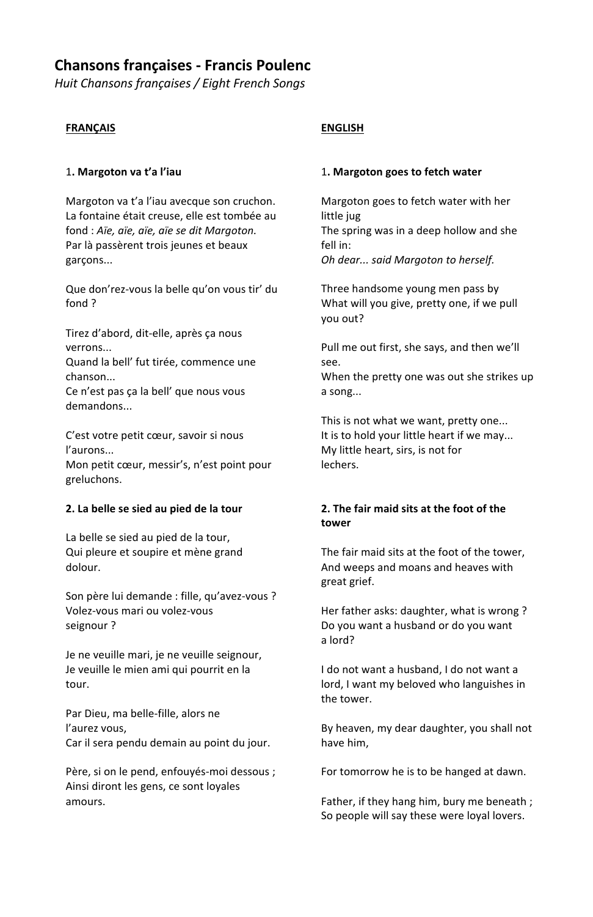# Chansons françaises - Francis Poulenc

*Huit Chansons françaises / Eight French Songs*

**FRANÇAIS**

1**. Margoton va t'a l'iau**

Margoton va t'a l'iau avecque son cruchon.
La fontaine était creuse, elle est tombée au fond : *Aïe, aïe, aïe, aïe se dit Margoton.*
Par là passèrent trois jeunes et beaux garçons...

Que don'rez-vous la belle qu'on vous tir' du fond ?

Tirez d'abord, dit-elle, après ça nous verrons...
Quand la bell' fut tirée, commence une chanson...
Ce n'est pas ça la bell' que nous vous demandons...

C'est votre petit cœur, savoir si nous l'aurons...
Mon petit cœur, messir's, n'est point pour greluchons.

**2. La belle se sied au pied de la tour**

La belle se sied au pied de la tour,
Qui pleure et soupire et mène grand dolour.

Son père lui demande : fille, qu'avez-vous ?
Volez-vous mari ou volez-vous seignour ?

Je ne veuille mari, je ne veuille seignour,
Je veuille le mien ami qui pourrit en la tour.

Par Dieu, ma belle-fille, alors ne l'aurez vous,
Car il sera pendu demain au point du jour.

Père, si on le pend, enfouyés-moi dessous ;
Ainsi diront les gens, ce sont loyales amours.

**ENGLISH**

1**. Margoton goes to fetch water**

Margoton goes to fetch water with her little jug
The spring was in a deep hollow and she fell in:
*Oh dear... said Margoton to herself.*

Three handsome young men pass by
What will you give, pretty one, if we pull you out?

Pull me out first, she says, and then we'll see.
When the pretty one was out she strikes up a song...

This is not what we want, pretty one...
It is to hold your little heart if we may...
My little heart, sirs, is not for lechers.

**2. The fair maid sits at the foot of the tower**

The fair maid sits at the foot of the tower,
And weeps and moans and heaves with great grief.

Her father asks: daughter, what is wrong ?
Do you want a husband or do you want a lord?

I do not want a husband, I do not want a lord, I want my beloved who languishes in the tower.

By heaven, my dear daughter, you shall not have him,

For tomorrow he is to be hanged at dawn.

Father, if they hang him, bury me beneath ;
So people will say these were loyal lovers.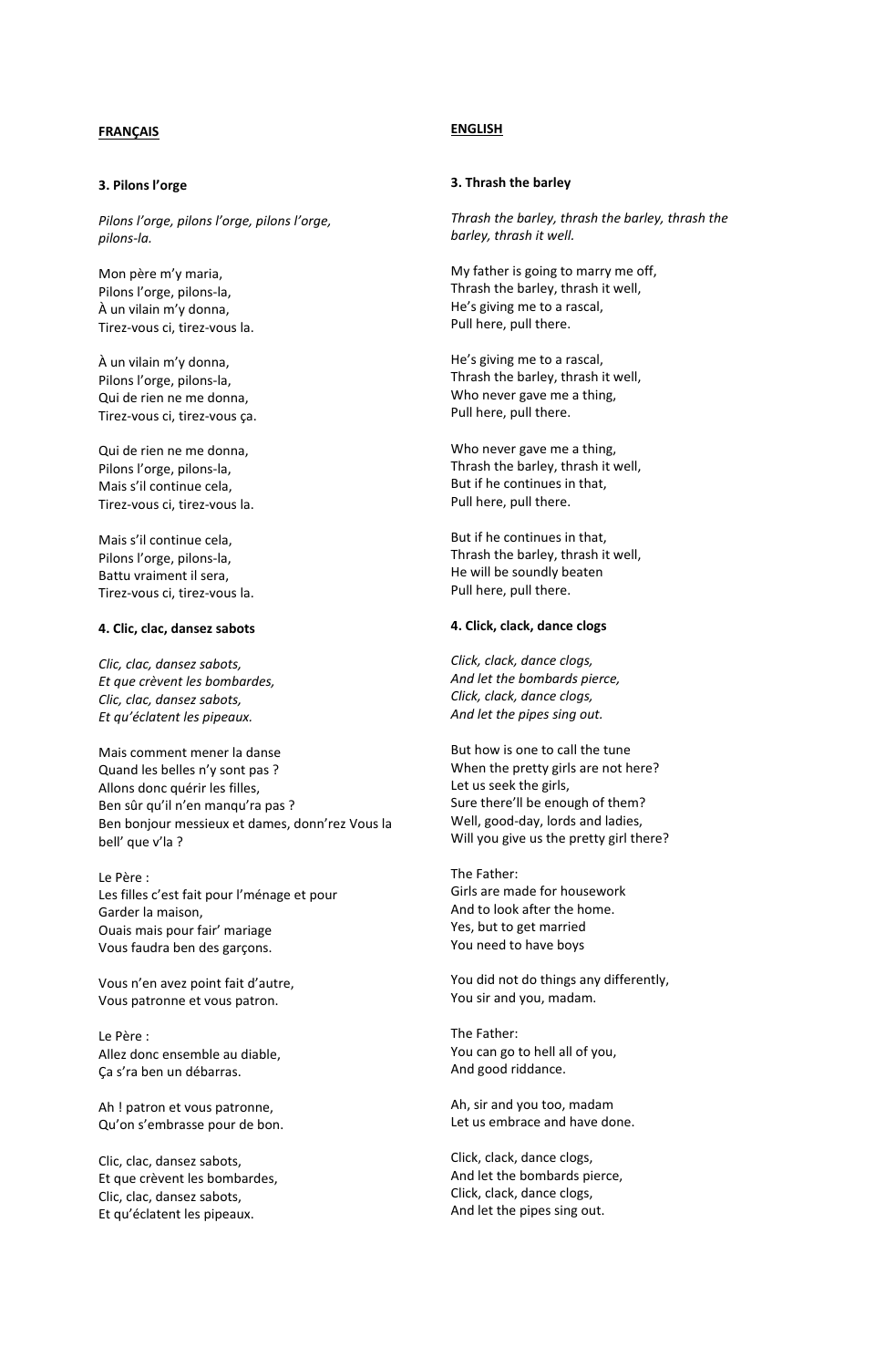**FRANÇAIS**

**3. Pilons l'orge**

*Pilons l'orge, pilons l'orge, pilons l'orge, pilons-la.*

Mon père m'y maria,
Pilons l'orge, pilons-la,
À un vilain m'y donna,
Tirez-vous ci, tirez-vous la.

À un vilain m'y donna,
Pilons l'orge, pilons-la,
Qui de rien ne me donna,
Tirez-vous ci, tirez-vous ça.

Qui de rien ne me donna,
Pilons l'orge, pilons-la,
Mais s'il continue cela,
Tirez-vous ci, tirez-vous la.

Mais s'il continue cela,
Pilons l'orge, pilons-la,
Battu vraiment il sera,
Tirez-vous ci, tirez-vous la.

**4. Clic, clac, dansez sabots**

*Clic, clac, dansez sabots,*
*Et que crèvent les bombardes,*
*Clic, clac, dansez sabots,*
*Et qu'éclatent les pipeaux.*

Mais comment mener la danse
Quand les belles n'y sont pas ?
Allons donc quérir les filles,
Ben sûr qu'il n'en manqu'ra pas ?
Ben bonjour messieux et dames, donn'rez Vous la bell' que v'la ?

Le Père :
Les filles c'est fait pour l'ménage et pour
Garder la maison,
Ouais mais pour fair' mariage
Vous faudra ben des garçons.

Vous n'en avez point fait d'autre,
Vous patronne et vous patron.

Le Père :
Allez donc ensemble au diable,
Ça s'ra ben un débarras.

Ah ! patron et vous patronne,
Qu'on s'embrasse pour de bon.

Clic, clac, dansez sabots,
Et que crèvent les bombardes,
Clic, clac, dansez sabots,
Et qu'éclatent les pipeaux.

**ENGLISH**

**3. Thrash the barley**

*Thrash the barley, thrash the barley, thrash the barley, thrash it well.*

My father is going to marry me off,
Thrash the barley, thrash it well,
He's giving me to a rascal,
Pull here, pull there.

He's giving me to a rascal,
Thrash the barley, thrash it well,
Who never gave me a thing,
Pull here, pull there.

Who never gave me a thing,
Thrash the barley, thrash it well,
But if he continues in that,
Pull here, pull there.

But if he continues in that,
Thrash the barley, thrash it well,
He will be soundly beaten
Pull here, pull there.

**4. Click, clack, dance clogs**

*Click, clack, dance clogs,*
*And let the bombards pierce,*
*Click, clack, dance clogs,*
*And let the pipes sing out.*

But how is one to call the tune
When the pretty girls are not here?
Let us seek the girls,
Sure there'll be enough of them?
Well, good-day, lords and ladies,
Will you give us the pretty girl there?

The Father:
Girls are made for housework
And to look after the home.
Yes, but to get married
You need to have boys

You did not do things any differently,
You sir and you, madam.

The Father:
You can go to hell all of you,
And good riddance.

Ah, sir and you too, madam
Let us embrace and have done.

Click, clack, dance clogs,
And let the bombards pierce,
Click, clack, dance clogs,
And let the pipes sing out.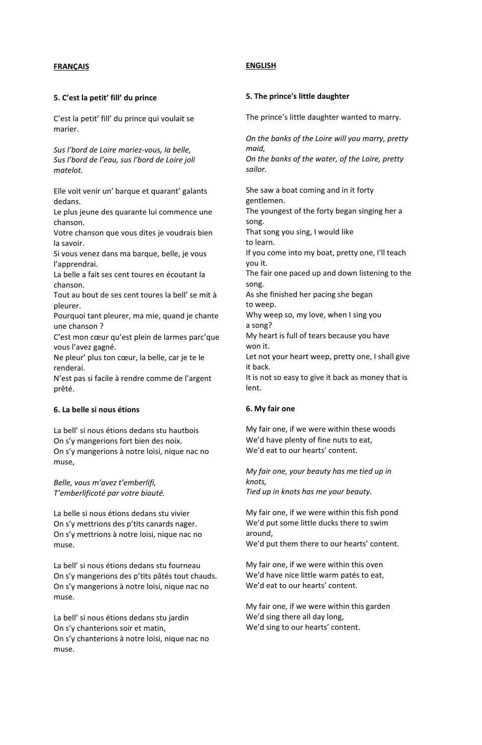**FRANÇAIS**

**5. C'est la petit' fill' du prince**

C'est la petit' fill' du prince qui voulait se marier.

*Sus l'bord de Loire mariez-vous, la belle,*
*Sus l'bord de l'eau, sus l'bord de Loire joli matelot.*

Elle voit venir un' barque et quarant' galants dedans.
Le plus jeune des quarante lui commence une chanson.
Votre chanson que vous dites je voudrais bien la savoir.
Si vous venez dans ma barque, belle, je vous l'apprendrai.
La belle a fait ses cent toures en écoutant la chanson.
Tout au bout de ses cent toures la bell' se mit à pleurer.
Pourquoi tant pleurer, ma mie, quand je chante une chanson ?
C'est mon cœur qu'est plein de larmes parc'que vous l'avez gagné.
Ne pleur' plus ton cœur, la belle, car je te le renderai.
N'est pas si facile à rendre comme de l'argent prêté.

**6. La belle si nous étions**

La bell' si nous étions dedans stu hautbois
On s'y mangerions fort bien des noix.
On s'y mangerions à notre loisi, nique nac no muse,

*Belle, vous m'avez t'emberlifi,*
*T'emberlificoté par votre biauté.*

La belle si nous étions dedans stu vivier
On s'y mettrions des p'tits canards nager.
On s'y mettrions à notre loisi, nique nac no muse.

La bell' si nous étions dedans stu fourneau
On s'y mangerions des p'tits pâtés tout chauds.
On s'y mangerions à notre loisi, nique nac no muse.

La bell' si nous étions dedans stu jardin
On s'y chanterions soir et matin,
On s'y chanterions à notre loisi, nique nac no muse.

**ENGLISH**

**5. The prince's little daughter**

The prince's little daughter wanted to marry.

*On the banks of the Loire will you marry, pretty maid,*
*On the banks of the water, of the Loire, pretty sailor.*

She saw a boat coming and in it forty gentlemen.
The youngest of the forty began singing her a song.
That song you sing, I would like
to learn.
If you come into my boat, pretty one, I'll teach you it.
The fair one paced up and down listening to the song.
As she finished her pacing she began
to weep.
Why weep so, my love, when I sing you
a song?
My heart is full of tears because you have won it.
Let not your heart weep, pretty one, I shall give it back.
It is not so easy to give it back as money that is lent.

**6. My fair one**

My fair one, if we were within these woods
We'd have plenty of fine nuts to eat,
We'd eat to our hearts' content.

*My fair one, your beauty has me tied up in knots,*
*Tied up in knots has me your beauty.*

My fair one, if we were within this fish pond
We'd put some little ducks there to swim around,
We'd put them there to our hearts' content.

My fair one, if we were within this oven
We'd have nice little warm patés to eat,
We'd eat to our hearts' content.

My fair one, if we were within this garden
We'd sing there all day long,
We'd sing to our hearts' content.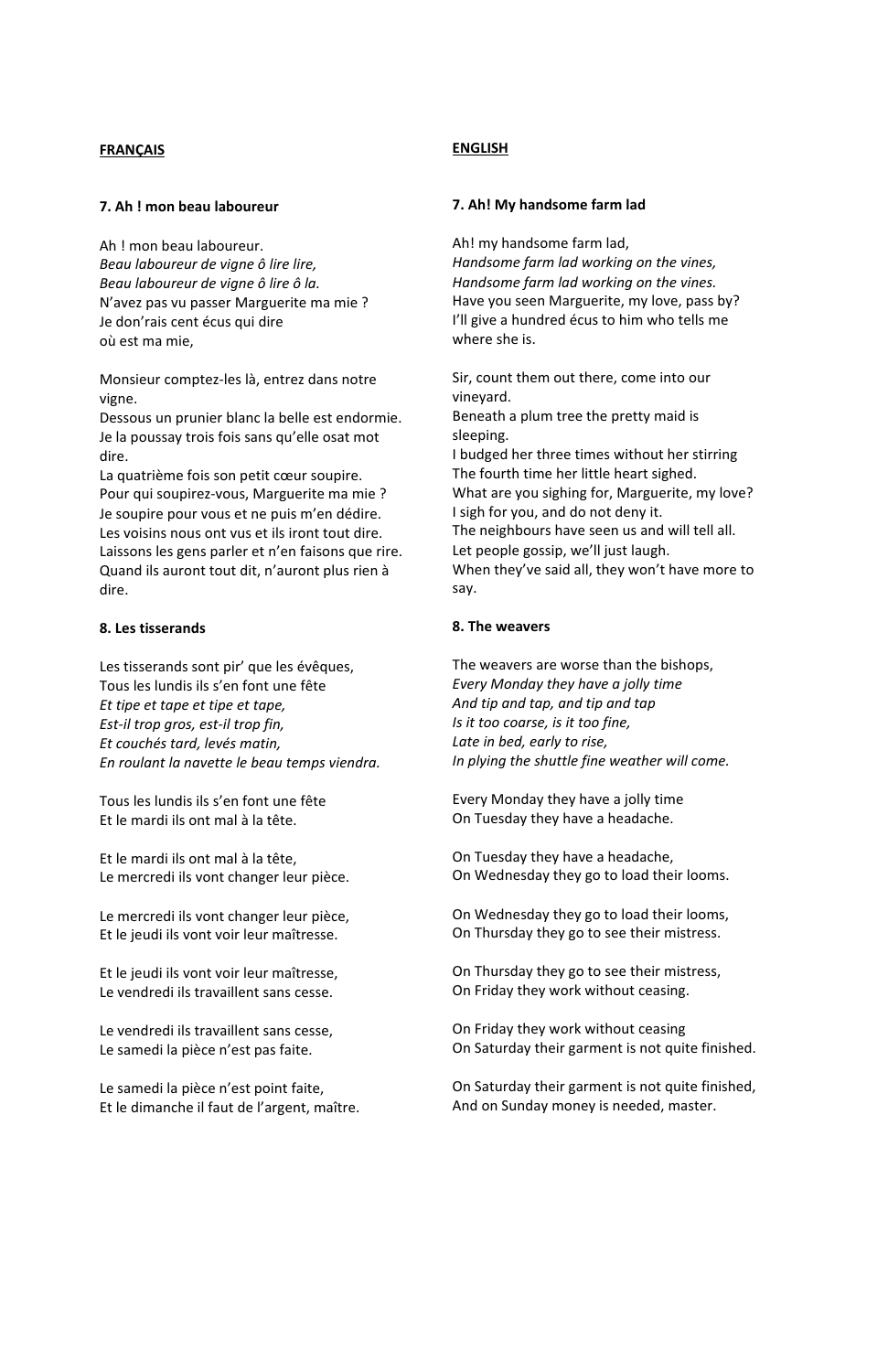**FRANÇAIS**

### 7. Ah ! mon beau laboureur

Ah ! mon beau laboureur.
*Beau laboureur de vigne ô lire lire,*
*Beau laboureur de vigne ô lire ô la.*
N'avez pas vu passer Marguerite ma mie ?
Je don'rais cent écus qui dire
où est ma mie,

Monsieur comptez-les là, entrez dans notre vigne.
Dessous un prunier blanc la belle est endormie.
Je la poussay trois fois sans qu'elle osat mot dire.
La quatrième fois son petit cœur soupire.
Pour qui soupirez-vous, Marguerite ma mie ?
Je soupire pour vous et ne puis m'en dédire.
Les voisins nous ont vus et ils iront tout dire.
Laissons les gens parler et n'en faisons que rire.
Quand ils auront tout dit, n'auront plus rien à dire.

### 8. Les tisserands

Les tisserands sont pir' que les évêques,
Tous les lundis ils s'en font une fête
*Et tipe et tape et tipe et tape,*
*Est-il trop gros, est-il trop fin,*
*Et couchés tard, levés matin,*
*En roulant la navette le beau temps viendra.*

Tous les lundis ils s'en font une fête
Et le mardi ils ont mal à la tête.

Et le mardi ils ont mal à la tête,
Le mercredi ils vont changer leur pièce.

Le mercredi ils vont changer leur pièce,
Et le jeudi ils vont voir leur maîtresse.

Et le jeudi ils vont voir leur maîtresse,
Le vendredi ils travaillent sans cesse.

Le vendredi ils travaillent sans cesse,
Le samedi la pièce n'est pas faite.

Le samedi la pièce n'est point faite,
Et le dimanche il faut de l'argent, maître.

**ENGLISH**

### 7. Ah! My handsome farm lad

Ah! my handsome farm lad,
*Handsome farm lad working on the vines,*
*Handsome farm lad working on the vines.*
Have you seen Marguerite, my love, pass by?
I'll give a hundred écus to him who tells me
where she is.

Sir, count them out there, come into our vineyard.
Beneath a plum tree the pretty maid is sleeping.
I budged her three times without her stirring
The fourth time her little heart sighed.
What are you sighing for, Marguerite, my love?
I sigh for you, and do not deny it.
The neighbours have seen us and will tell all.
Let people gossip, we'll just laugh.
When they've said all, they won't have more to say.

### 8. The weavers

The weavers are worse than the bishops,
*Every Monday they have a jolly time*
*And tip and tap, and tip and tap*
*Is it too coarse, is it too fine,*
*Late in bed, early to rise,*
*In plying the shuttle fine weather will come.*

Every Monday they have a jolly time
On Tuesday they have a headache.

On Tuesday they have a headache,
On Wednesday they go to load their looms.

On Wednesday they go to load their looms,
On Thursday they go to see their mistress.

On Thursday they go to see their mistress,
On Friday they work without ceasing.

On Friday they work without ceasing
On Saturday their garment is not quite finished.

On Saturday their garment is not quite finished,
And on Sunday money is needed, master.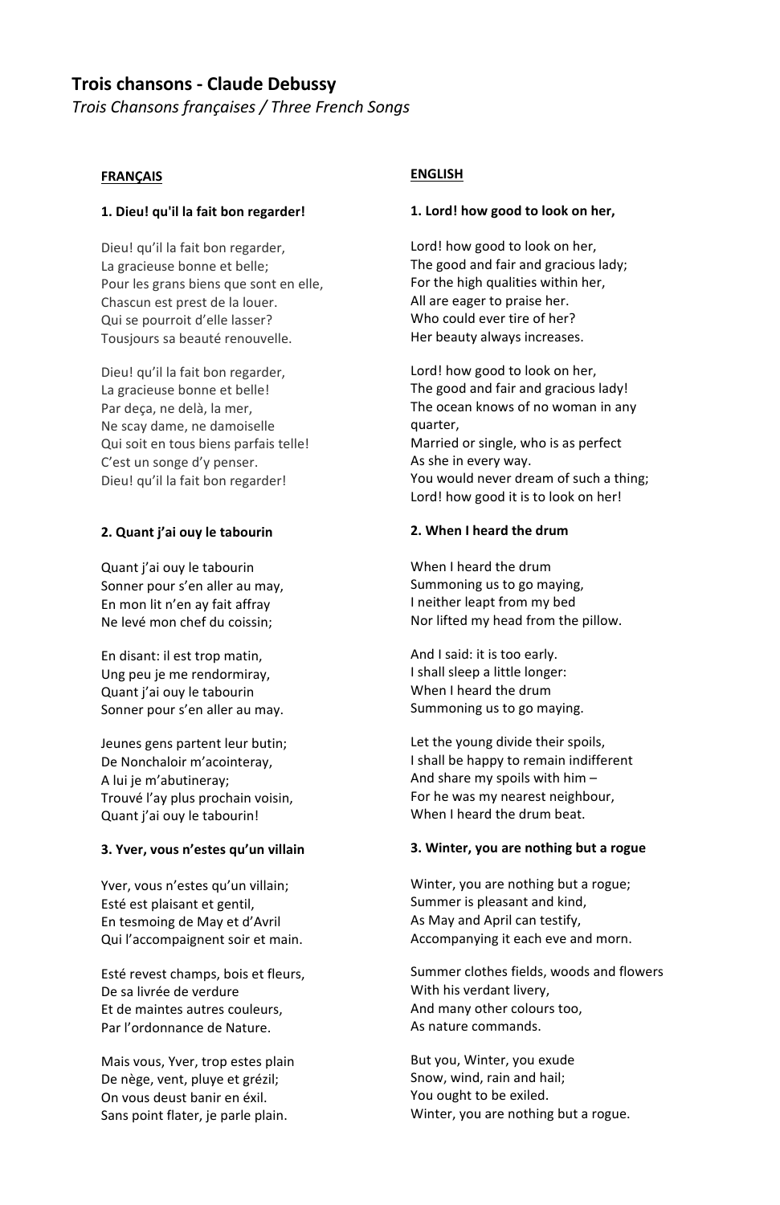## Trois chansons - Claude Debussy

*Trois Chansons françaises / Three French Songs*

**FRANÇAIS**

**1. Dieu! qu'il la fait bon regarder!**

Dieu! qu'il la fait bon regarder,
La gracieuse bonne et belle;
Pour les grans biens que sont en elle,
Chascun est prest de la louer.
Qui se pourroit d'elle lasser?
Tousjours sa beauté renouvelle.

Dieu! qu'il la fait bon regarder,
La gracieuse bonne et belle!
Par deça, ne delà, la mer,
Ne scay dame, ne damoiselle
Qui soit en tous biens parfais telle!
C'est un songe d'y penser.
Dieu! qu'il la fait bon regarder!

**2. Quant j'ai ouy le tabourin**

Quant j'ai ouy le tabourin
Sonner pour s'en aller au may,
En mon lit n'en ay fait affray
Ne levé mon chef du coissin;

En disant: il est trop matin,
Ung peu je me rendormiray,
Quant j'ai ouy le tabourin
Sonner pour s'en aller au may.

Jeunes gens partent leur butin;
De Nonchaloir m'acointeray,
A lui je m'abutineray;
Trouvé l'ay plus prochain voisin,
Quant j'ai ouy le tabourin!

**3. Yver, vous n'estes qu'un villain**

Yver, vous n'estes qu'un villain;
Esté est plaisant et gentil,
En tesmoing de May et d'Avril
Qui l'accompaignent soir et main.

Esté revest champs, bois et fleurs,
De sa livrée de verdure
Et de maintes autres couleurs,
Par l'ordonnance de Nature.

Mais vous, Yver, trop estes plain
De nège, vent, pluye et grézil;
On vous deust banir en éxil.
Sans point flater, je parle plain.

**ENGLISH**

**1. Lord! how good to look on her,**

Lord! how good to look on her,
The good and fair and gracious lady;
For the high qualities within her,
All are eager to praise her.
Who could ever tire of her?
Her beauty always increases.

Lord! how good to look on her,
The good and fair and gracious lady!
The ocean knows of no woman in any quarter,
Married or single, who is as perfect
As she in every way.
You would never dream of such a thing;
Lord! how good it is to look on her!

**2. When I heard the drum**

When I heard the drum
Summoning us to go maying,
I neither leapt from my bed
Nor lifted my head from the pillow.

And I said: it is too early.
I shall sleep a little longer:
When I heard the drum
Summoning us to go maying.

Let the young divide their spoils,
I shall be happy to remain indifferent
And share my spoils with him –
For he was my nearest neighbour,
When I heard the drum beat.

**3. Winter, you are nothing but a rogue**

Winter, you are nothing but a rogue;
Summer is pleasant and kind,
As May and April can testify,
Accompanying it each eve and morn.

Summer clothes fields, woods and flowers
With his verdant livery,
And many other colours too,
As nature commands.

But you, Winter, you exude
Snow, wind, rain and hail;
You ought to be exiled.
Winter, you are nothing but a rogue.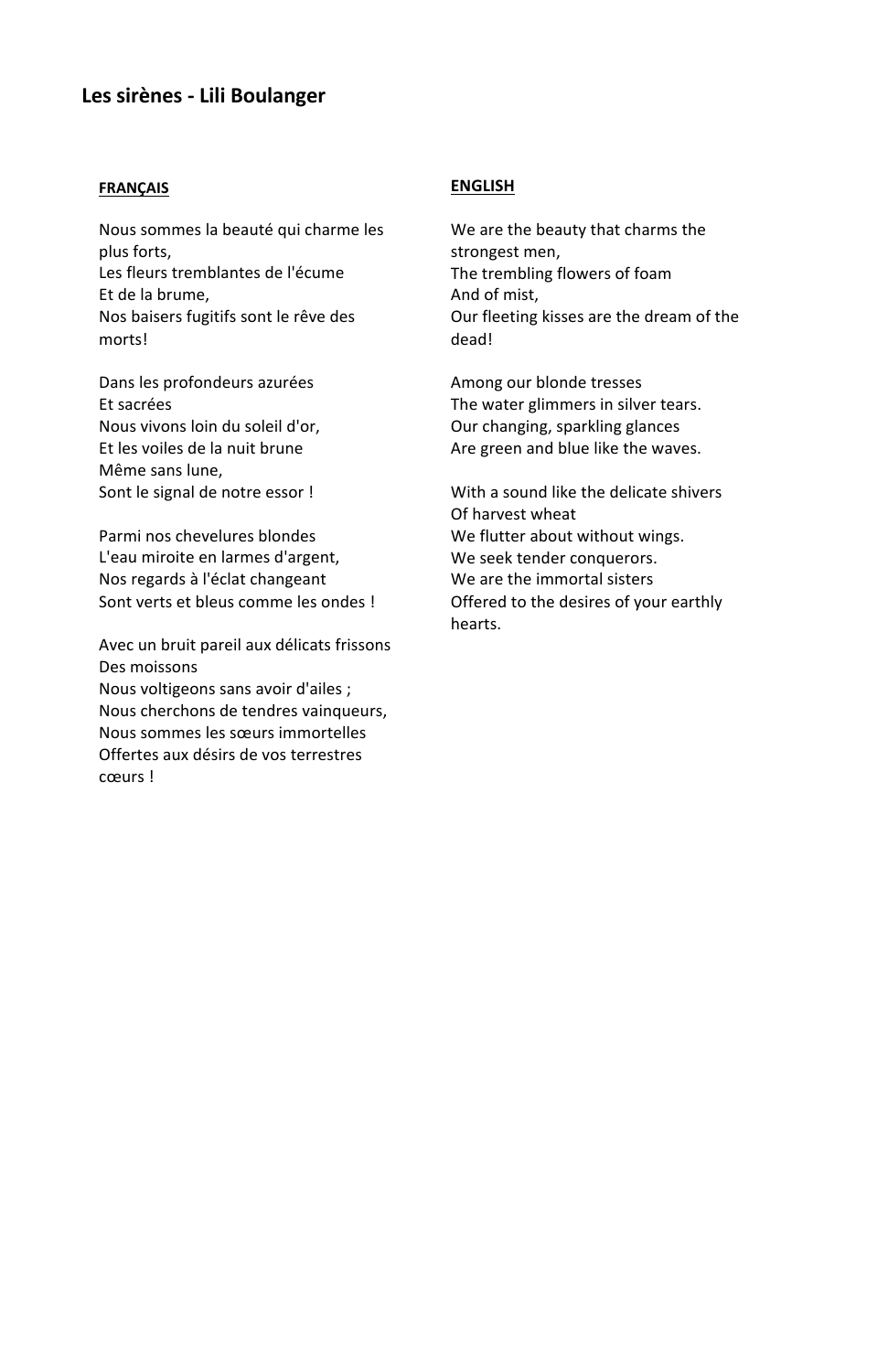# Les sirènes - Lili Boulanger

**FRANÇAIS**

Nous sommes la beauté qui charme les plus forts,
Les fleurs tremblantes de l'écume
Et de la brume,
Nos baisers fugitifs sont le rêve des morts!

Dans les profondeurs azurées
Et sacrées
Nous vivons loin du soleil d'or,
Et les voiles de la nuit brune
Même sans lune,
Sont le signal de notre essor !

Parmi nos chevelures blondes
L'eau miroite en larmes d'argent,
Nos regards à l'éclat changeant
Sont verts et bleus comme les ondes !

Avec un bruit pareil aux délicats frissons
Des moissons
Nous voltigeons sans avoir d'ailes ;
Nous cherchons de tendres vainqueurs,
Nous sommes les sœurs immortelles
Offertes aux désirs de vos terrestres cœurs !

**ENGLISH**

We are the beauty that charms the strongest men,
The trembling flowers of foam
And of mist,
Our fleeting kisses are the dream of the dead!

Among our blonde tresses
The water glimmers in silver tears.
Our changing, sparkling glances
Are green and blue like the waves.

With a sound like the delicate shivers
Of harvest wheat
We flutter about without wings.
We seek tender conquerors.
We are the immortal sisters
Offered to the desires of your earthly hearts.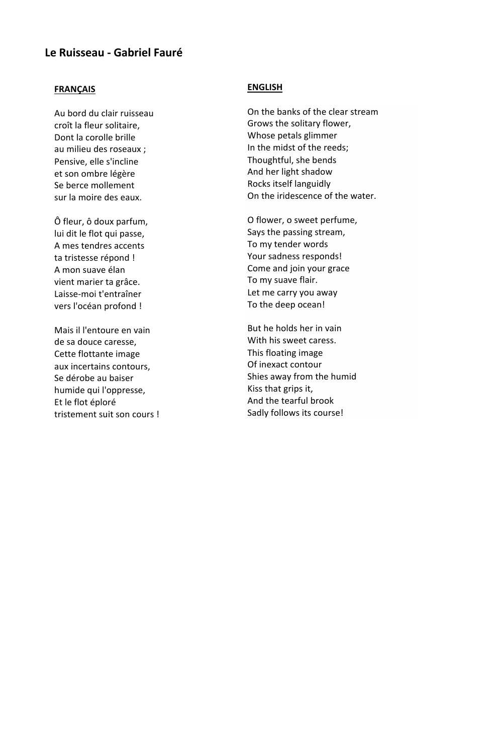# Le Ruisseau - Gabriel Fauré

**FRANÇAIS**

Au bord du clair ruisseau
croît la fleur solitaire,
Dont la corolle brille
au milieu des roseaux ;
Pensive, elle s'incline
et son ombre légère
Se berce mollement
sur la moire des eaux.

Ô fleur, ô doux parfum,
lui dit le flot qui passe,
A mes tendres accents
ta tristesse répond !
A mon suave élan
vient marier ta grâce.
Laisse-moi t'entraîner
vers l'océan profond !

Mais il l'entoure en vain
de sa douce caresse,
Cette flottante image
aux incertains contours,
Se dérobe au baiser
humide qui l'oppresse,
Et le flot éploré
tristement suit son cours !

**ENGLISH**

On the banks of the clear stream
Grows the solitary flower,
Whose petals glimmer
In the midst of the reeds;
Thoughtful, she bends
And her light shadow
Rocks itself languidly
On the iridescence of the water.

O flower, o sweet perfume,
Says the passing stream,
To my tender words
Your sadness responds!
Come and join your grace
To my suave flair.
Let me carry you away
To the deep ocean!

But he holds her in vain
With his sweet caress.
This floating image
Of inexact contour
Shies away from the humid
Kiss that grips it,
And the tearful brook
Sadly follows its course!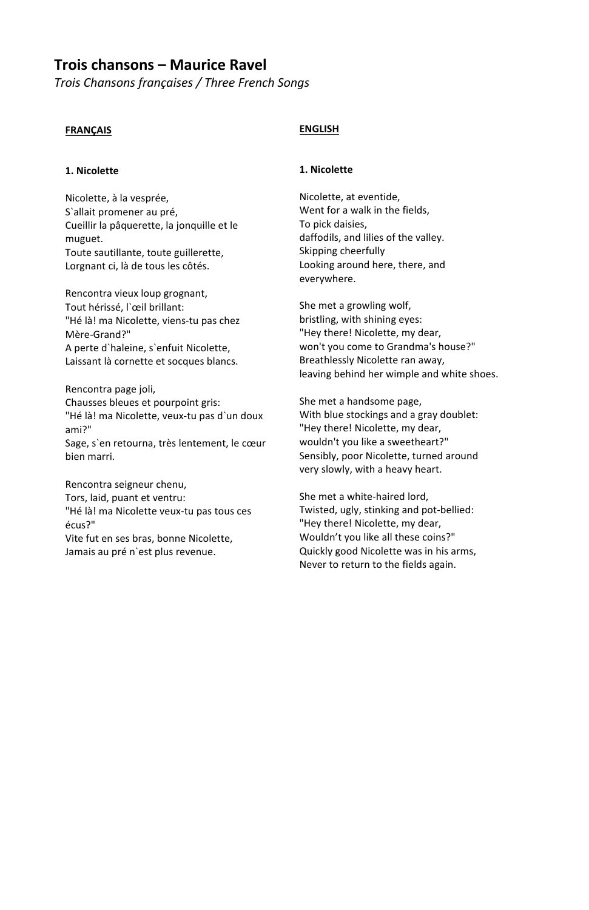## Trois chansons – Maurice Ravel

*Trois Chansons françaises / Three French Songs*

**FRANÇAIS**

**1. Nicolette**

Nicolette, à la vesprée,
S`allait promener au pré,
Cueillir la pâquerette, la jonquille et le muguet.
Toute sautillante, toute guillerette,
Lorgnant ci, là de tous les côtés.

Rencontra vieux loup grognant,
Tout hérissé, l`œil brillant:
"Hé là! ma Nicolette, viens-tu pas chez Mère-Grand?"
A perte d`haleine, s`enfuit Nicolette,
Laissant là cornette et socques blancs.

Rencontra page joli,
Chausses bleues et pourpoint gris:
"Hé là! ma Nicolette, veux-tu pas d`un doux ami?"
Sage, s`en retourna, très lentement, le cœur bien marri.

Rencontra seigneur chenu,
Tors, laid, puant et ventru:
"Hé là! ma Nicolette veux-tu pas tous ces écus?"
Vite fut en ses bras, bonne Nicolette,
Jamais au pré n`est plus revenue.

**ENGLISH**

**1. Nicolette**

Nicolette, at eventide,
Went for a walk in the fields,
To pick daisies,
daffodils, and lilies of the valley.
Skipping cheerfully
Looking around here, there, and everywhere.

She met a growling wolf,
bristling, with shining eyes:
"Hey there! Nicolette, my dear,
won't you come to Grandma's house?"
Breathlessly Nicolette ran away,
leaving behind her wimple and white shoes.

She met a handsome page,
With blue stockings and a gray doublet:
"Hey there! Nicolette, my dear,
wouldn't you like a sweetheart?"
Sensibly, poor Nicolette, turned around
very slowly, with a heavy heart.

She met a white-haired lord,
Twisted, ugly, stinking and pot-bellied:
"Hey there! Nicolette, my dear,
Wouldn't you like all these coins?"
Quickly good Nicolette was in his arms,
Never to return to the fields again.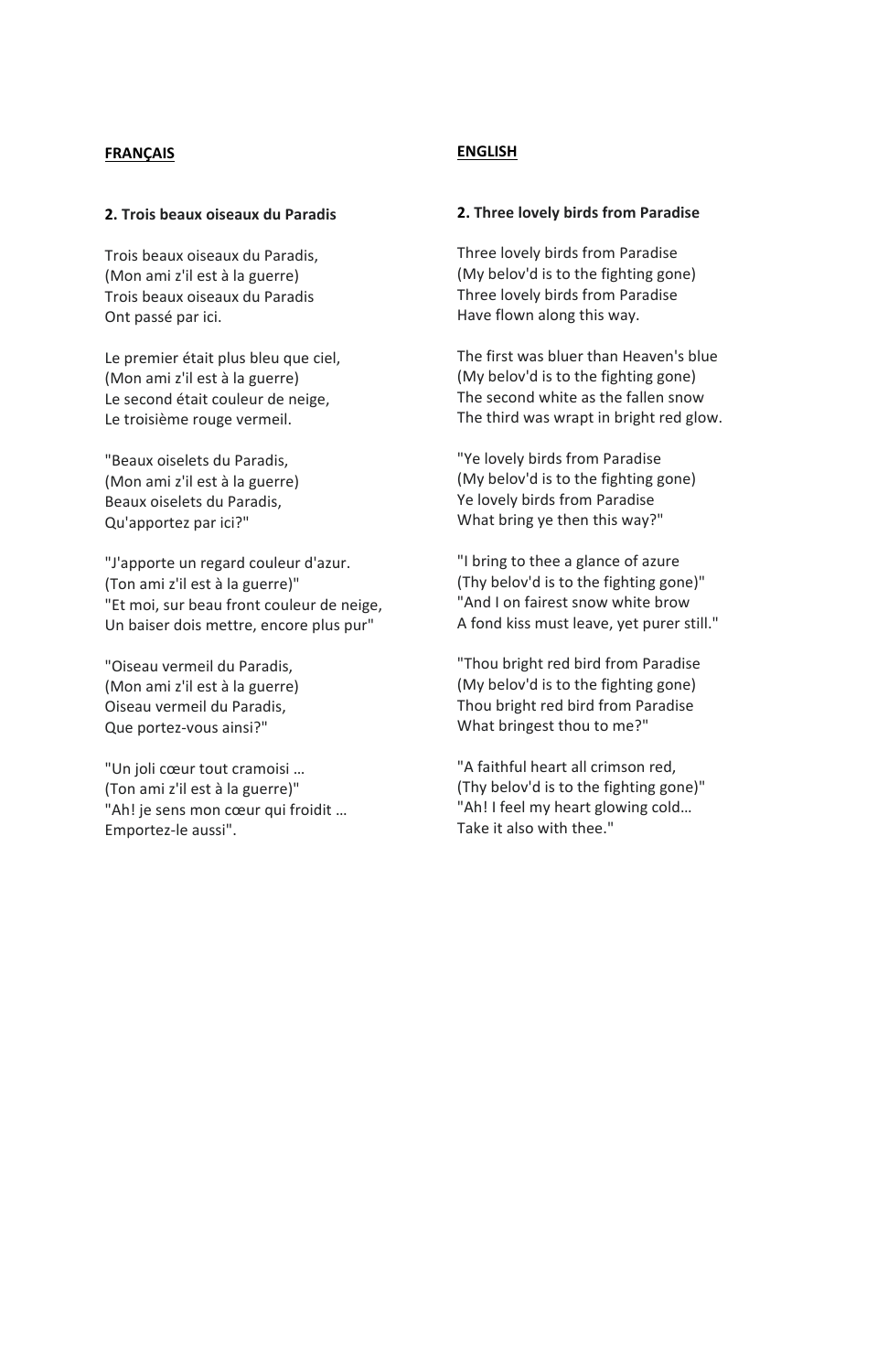**FRANÇAIS**

**2. Trois beaux oiseaux du Paradis**

Trois beaux oiseaux du Paradis,
(Mon ami z'il est à la guerre)
Trois beaux oiseaux du Paradis
Ont passé par ici.

Le premier était plus bleu que ciel,
(Mon ami z'il est à la guerre)
Le second était couleur de neige,
Le troisième rouge vermeil.

"Beaux oiselets du Paradis,
(Mon ami z'il est à la guerre)
Beaux oiselets du Paradis,
Qu'apportez par ici?"

"J'apporte un regard couleur d'azur.
(Ton ami z'il est à la guerre)"
"Et moi, sur beau front couleur de neige,
Un baiser dois mettre, encore plus pur"

"Oiseau vermeil du Paradis,
(Mon ami z'il est à la guerre)
Oiseau vermeil du Paradis,
Que portez-vous ainsi?"

"Un joli cœur tout cramoisi …
(Ton ami z'il est à la guerre)"
"Ah! je sens mon cœur qui froidit …
Emportez-le aussi".

**ENGLISH**

**2. Three lovely birds from Paradise**

Three lovely birds from Paradise
(My belov'd is to the fighting gone)
Three lovely birds from Paradise
Have flown along this way.

The first was bluer than Heaven's blue
(My belov'd is to the fighting gone)
The second white as the fallen snow
The third was wrapt in bright red glow.

"Ye lovely birds from Paradise
(My belov'd is to the fighting gone)
Ye lovely birds from Paradise
What bring ye then this way?"

"I bring to thee a glance of azure
(Thy belov'd is to the fighting gone)"
"And I on fairest snow white brow
A fond kiss must leave, yet purer still."

"Thou bright red bird from Paradise
(My belov'd is to the fighting gone)
Thou bright red bird from Paradise
What bringest thou to me?"

"A faithful heart all crimson red,
(Thy belov'd is to the fighting gone)"
"Ah! I feel my heart glowing cold…
Take it also with thee."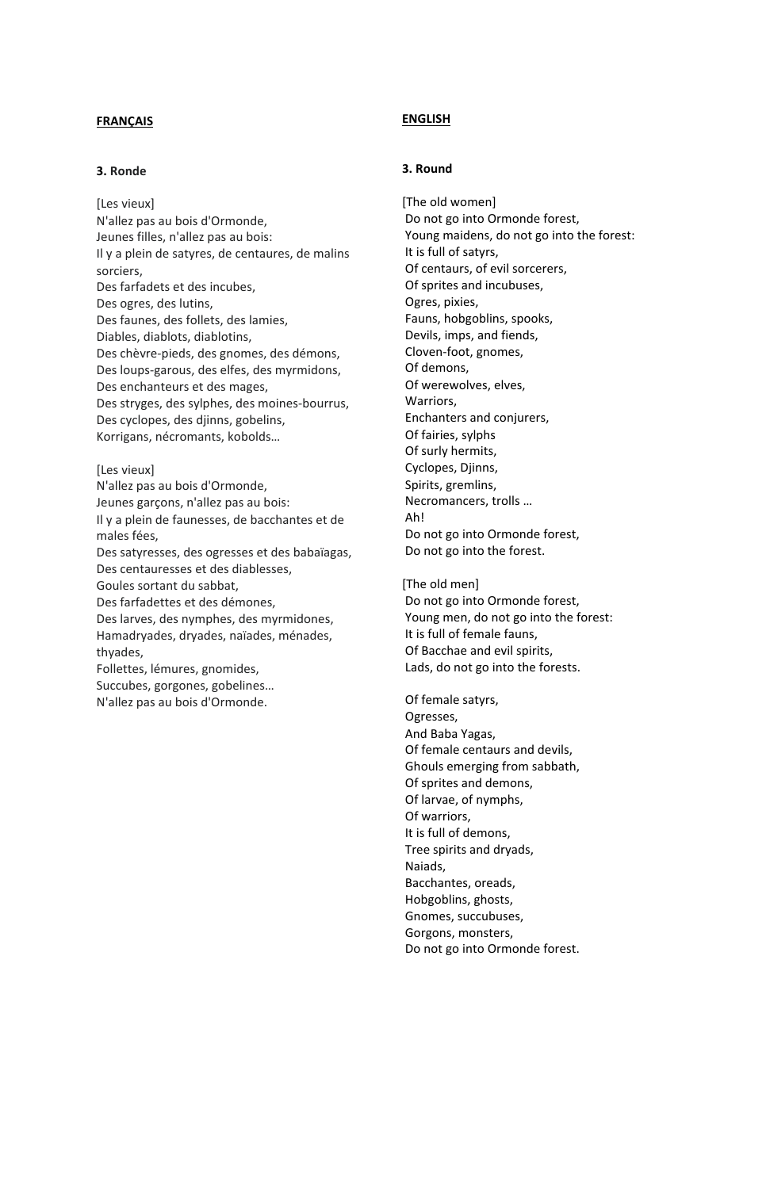**FRANÇAIS**

**3. Ronde**

[Les vieux]
N'allez pas au bois d'Ormonde,
Jeunes filles, n'allez pas au bois:
Il y a plein de satyres, de centaures, de malins sorciers,
Des farfadets et des incubes,
Des ogres, des lutins,
Des faunes, des follets, des lamies,
Diables, diablots, diablotins,
Des chèvre-pieds, des gnomes, des démons,
Des loups-garous, des elfes, des myrmidons,
Des enchanteurs et des mages,
Des stryges, des sylphes, des moines-bourrus,
Des cyclopes, des djinns, gobelins,
Korrigans, nécromants, kobolds…

[Les vieux]
N'allez pas au bois d'Ormonde,
Jeunes garçons, n'allez pas au bois:
Il y a plein de faunesses, de bacchantes et de males fées,
Des satyresses, des ogresses et des babaïagas,
Des centauresses et des diablesses,
Goules sortant du sabbat,
Des farfadettes et des démones,
Des larves, des nymphes, des myrmidones,
Hamadryades, dryades, naïades, ménades, thyades,
Follettes, lémures, gnomides,
Succubes, gorgones, gobelines…
N'allez pas au bois d'Ormonde.

**ENGLISH**

**3. Round**

[The old women]
Do not go into Ormonde forest,
Young maidens, do not go into the forest:
It is full of satyrs,
Of centaurs, of evil sorcerers,
Of sprites and incubuses,
Ogres, pixies,
Fauns, hobgoblins, spooks,
Devils, imps, and fiends,
Cloven-foot, gnomes,
Of demons,
Of werewolves, elves,
Warriors,
Enchanters and conjurers,
Of fairies, sylphs
Of surly hermits,
Cyclopes, Djinns,
Spirits, gremlins,
Necromancers, trolls …
Ah!
Do not go into Ormonde forest,
Do not go into the forest.

[The old men]
Do not go into Ormonde forest,
Young men, do not go into the forest:
It is full of female fauns,
Of Bacchae and evil spirits,
Lads, do not go into the forests.

Of female satyrs,
Ogresses,
And Baba Yagas,
Of female centaurs and devils,
Ghouls emerging from sabbath,
Of sprites and demons,
Of larvae, of nymphs,
Of warriors,
It is full of demons,
Tree spirits and dryads,
Naiads,
Bacchantes, oreads,
Hobgoblins, ghosts,
Gnomes, succubuses,
Gorgons, monsters,
Do not go into Ormonde forest.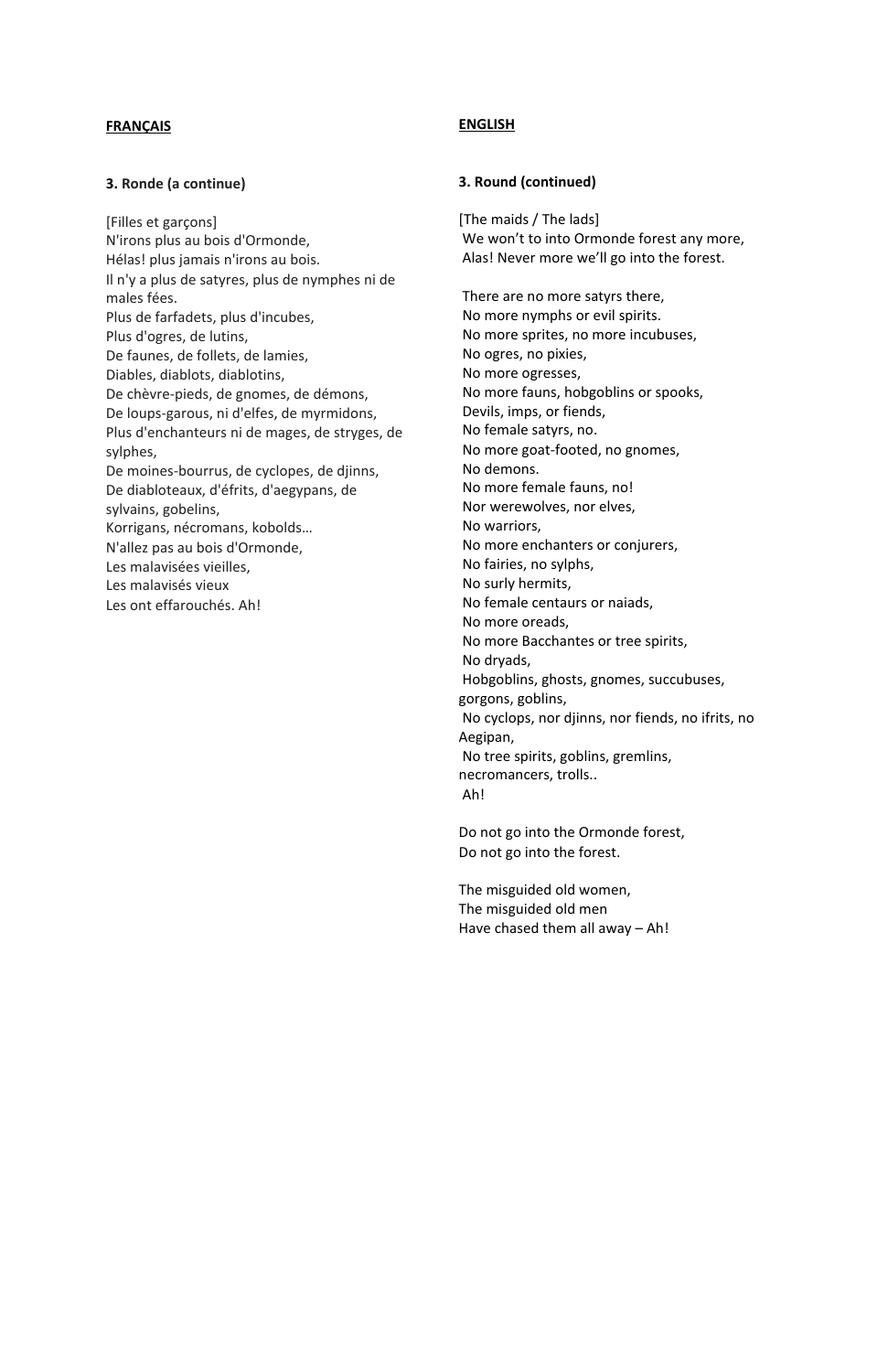**FRANÇAIS**

**3. Ronde (a continue)**

[Filles et garçons]
N'irons plus au bois d'Ormonde,
Hélas! plus jamais n'irons au bois.
Il n'y a plus de satyres, plus de nymphes ni de males fées.
Plus de farfadets, plus d'incubes,
Plus d'ogres, de lutins,
De faunes, de follets, de lamies,
Diables, diablots, diablotins,
De chèvre-pieds, de gnomes, de démons,
De loups-garous, ni d'elfes, de myrmidons,
Plus d'enchanteurs ni de mages, de stryges, de sylphes,
De moines-bourrus, de cyclopes, de djinns,
De diabloteaux, d'éfrits, d'aegypans, de sylvains, gobelins,
Korrigans, nécromans, kobolds…
N'allez pas au bois d'Ormonde,
Les malavisées vieilles,
Les malavisés vieux
Les ont effarouchés. Ah!

**ENGLISH**

**3. Round (continued)**

[The maids / The lads]
We won't to into Ormonde forest any more,
Alas! Never more we'll go into the forest.

There are no more satyrs there,
No more nymphs or evil spirits.
No more sprites, no more incubuses,
No ogres, no pixies,
No more ogresses,
No more fauns, hobgoblins or spooks,
Devils, imps, or fiends,
No female satyrs, no.
No more goat-footed, no gnomes,
No demons.
No more female fauns, no!
Nor werewolves, nor elves,
No warriors,
No more enchanters or conjurers,
No fairies, no sylphs,
No surly hermits,
No female centaurs or naiads,
No more oreads,
No more Bacchantes or tree spirits,
No dryads,
Hobgoblins, ghosts, gnomes, succubuses, gorgons, goblins,
No cyclops, nor djinns, nor fiends, no ifrits, no Aegipan,
No tree spirits, goblins, gremlins, necromancers, trolls..
Ah!

Do not go into the Ormonde forest,
Do not go into the forest.

The misguided old women,
The misguided old men
Have chased them all away – Ah!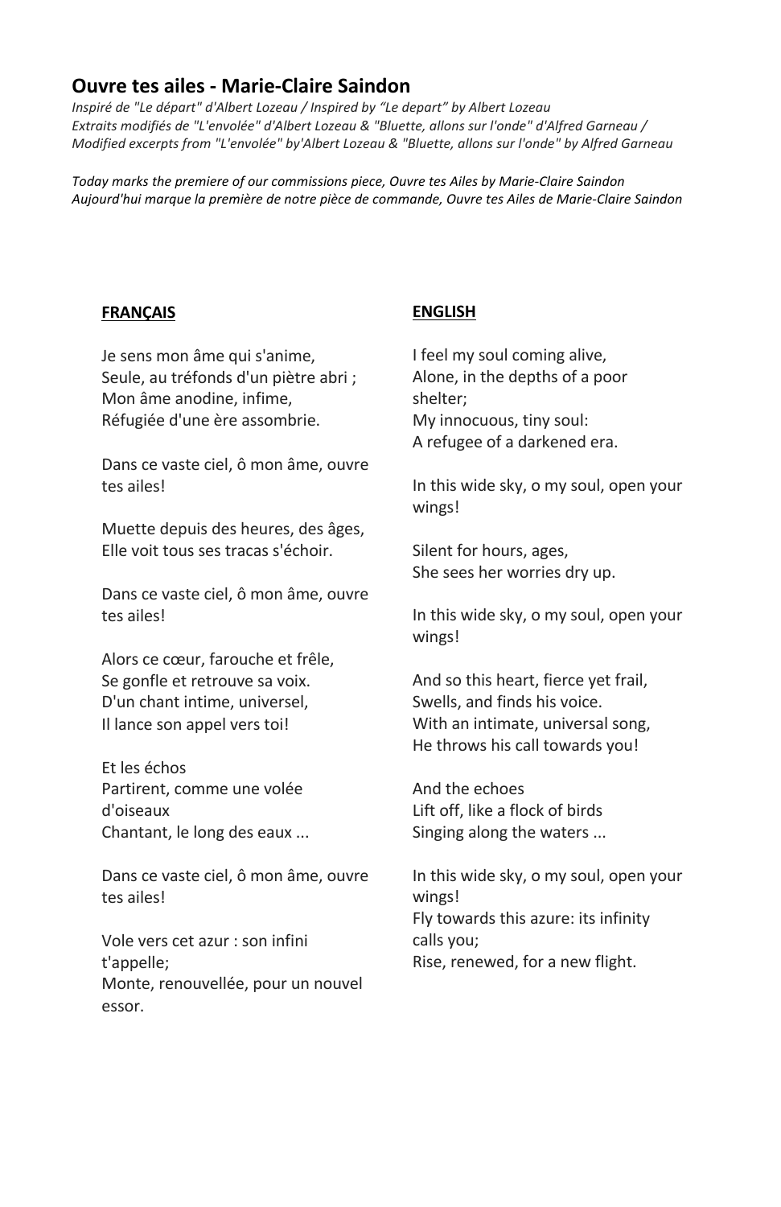## Ouvre tes ailes - Marie-Claire Saindon

*Inspiré de "Le départ" d'Albert Lozeau / Inspired by "Le depart" by Albert Lozeau*
*Extraits modifiés de "L'envolée" d'Albert Lozeau & "Bluette, allons sur l'onde" d'Alfred Garneau / Modified excerpts from "L'envolée" by'Albert Lozeau & "Bluette, allons sur l'onde" by Alfred Garneau*

*Today marks the premiere of our commissions piece, Ouvre tes Ailes by Marie-Claire Saindon*
*Aujourd'hui marque la première de notre pièce de commande, Ouvre tes Ailes de Marie-Claire Saindon*

**FRANÇAIS**

Je sens mon âme qui s'anime,
Seule, au tréfonds d'un piètre abri ;
Mon âme anodine, infime,
Réfugiée d'une ère assombrie.

Dans ce vaste ciel, ô mon âme, ouvre tes ailes!

Muette depuis des heures, des âges,
Elle voit tous ses tracas s'échoir.

Dans ce vaste ciel, ô mon âme, ouvre tes ailes!

Alors ce cœur, farouche et frêle,
Se gonfle et retrouve sa voix.
D'un chant intime, universel,
Il lance son appel vers toi!

Et les échos
Partirent, comme une volée d'oiseaux
Chantant, le long des eaux ...

Dans ce vaste ciel, ô mon âme, ouvre tes ailes!

Vole vers cet azur : son infini t'appelle;
Monte, renouvellée, pour un nouvel essor.

**ENGLISH**

I feel my soul coming alive,
Alone, in the depths of a poor shelter;
My innocuous, tiny soul:
A refugee of a darkened era.

In this wide sky, o my soul, open your wings!

Silent for hours, ages,
She sees her worries dry up.

In this wide sky, o my soul, open your wings!

And so this heart, fierce yet frail,
Swells, and finds his voice.
With an intimate, universal song,
He throws his call towards you!

And the echoes
Lift off, like a flock of birds
Singing along the waters ...

In this wide sky, o my soul, open your wings!
Fly towards this azure: its infinity calls you;
Rise, renewed, for a new flight.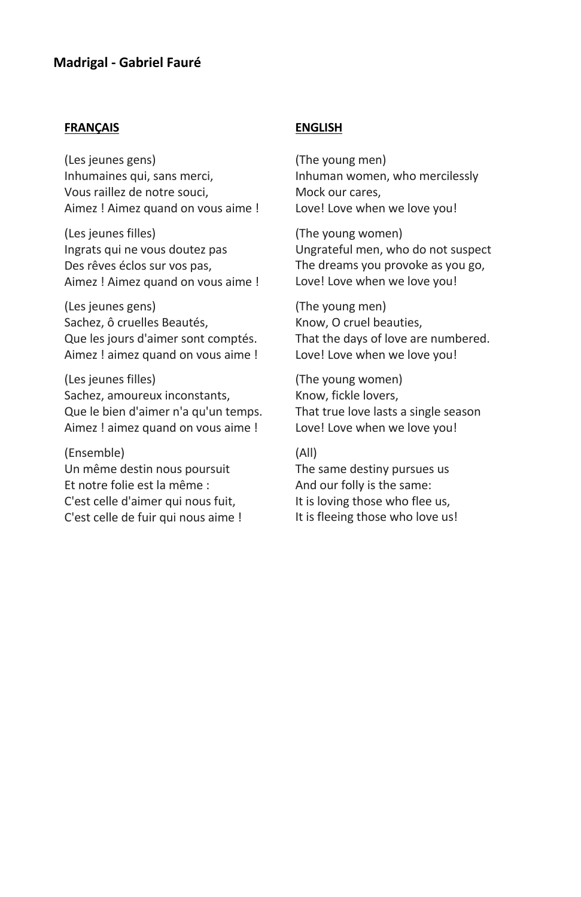**Madrigal - Gabriel Fauré**

**FRANÇAIS**

(Les jeunes gens)
Inhumaines qui, sans merci,
Vous raillez de notre souci,
Aimez ! Aimez quand on vous aime !

(Les jeunes filles)
Ingrats qui ne vous doutez pas
Des rêves éclos sur vos pas,
Aimez ! Aimez quand on vous aime !

(Les jeunes gens)
Sachez, ô cruelles Beautés,
Que les jours d'aimer sont comptés.
Aimez ! aimez quand on vous aime !

(Les jeunes filles)
Sachez, amoureux inconstants,
Que le bien d'aimer n'a qu'un temps.
Aimez ! aimez quand on vous aime !

(Ensemble)
Un même destin nous poursuit
Et notre folie est la même :
C'est celle d'aimer qui nous fuit,
C'est celle de fuir qui nous aime !

**ENGLISH**

(The young men)
Inhuman women, who mercilessly
Mock our cares,
Love! Love when we love you!

(The young women)
Ungrateful men, who do not suspect
The dreams you provoke as you go,
Love! Love when we love you!

(The young men)
Know, O cruel beauties,
That the days of love are numbered.
Love! Love when we love you!

(The young women)
Know, fickle lovers,
That true love lasts a single season
Love! Love when we love you!

(All)
The same destiny pursues us
And our folly is the same:
It is loving those who flee us,
It is fleeing those who love us!